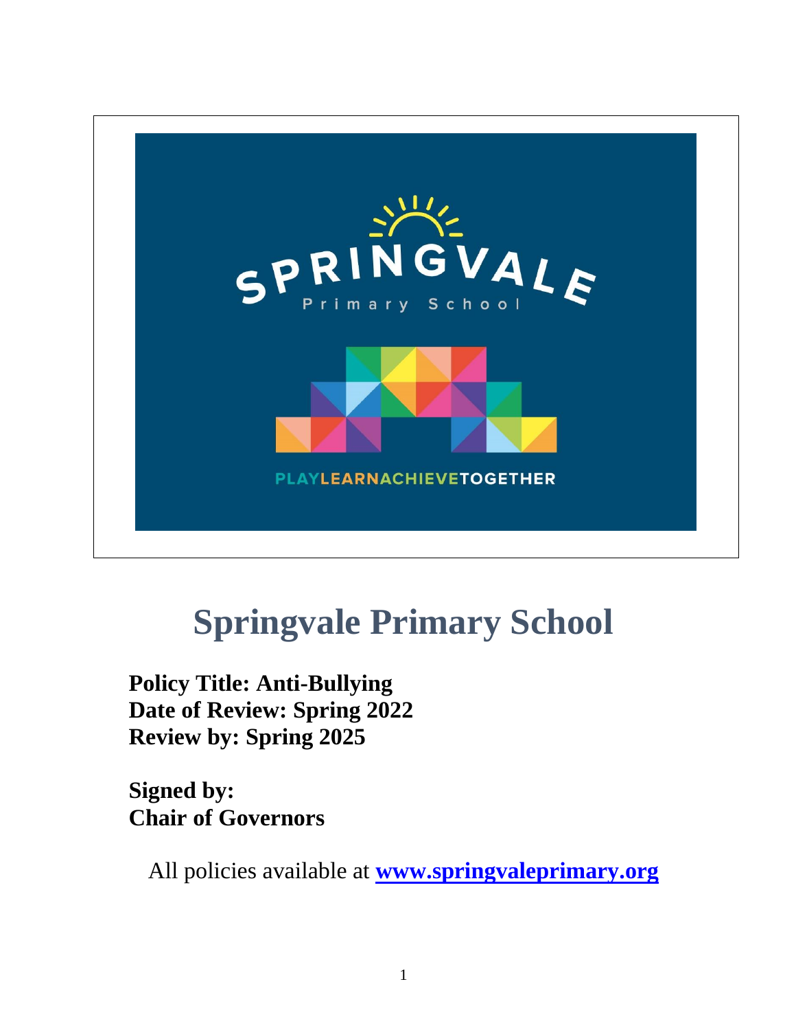# Springvale Primary School

**Policy Title: Anti-Bullying**
**Date of Review: Spring 2022**
**Review by: Spring 2025**

**Signed by:**
**Chair of Governors**

All policies available at **[www.springvaleprimary.org](http://www.springvaleprimary.org)**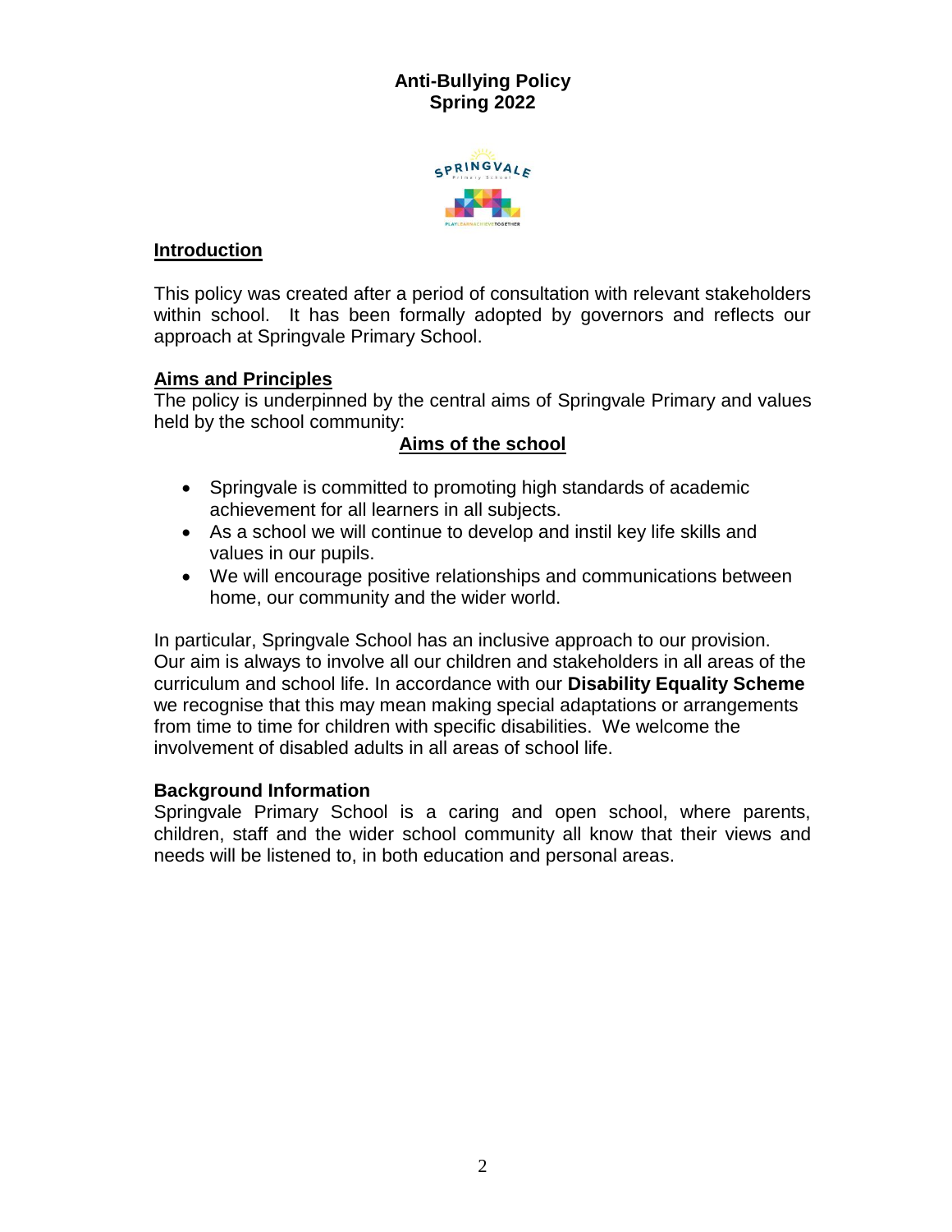# Anti-Bullying Policy
# Spring 2022

## Introduction

This policy was created after a period of consultation with relevant stakeholders within school. It has been formally adopted by governors and reflects our approach at Springvale Primary School.

## Aims and Principles

The policy is underpinned by the central aims of Springvale Primary and values held by the school community:

### Aims of the school

- Springvale is committed to promoting high standards of academic achievement for all learners in all subjects.
- As a school we will continue to develop and instil key life skills and values in our pupils.
- We will encourage positive relationships and communications between home, our community and the wider world.

In particular, Springvale School has an inclusive approach to our provision. Our aim is always to involve all our children and stakeholders in all areas of the curriculum and school life. In accordance with our **Disability Equality Scheme** we recognise that this may mean making special adaptations or arrangements from time to time for children with specific disabilities. We welcome the involvement of disabled adults in all areas of school life.

### Background Information

Springvale Primary School is a caring and open school, where parents, children, staff and the wider school community all know that their views and needs will be listened to, in both education and personal areas.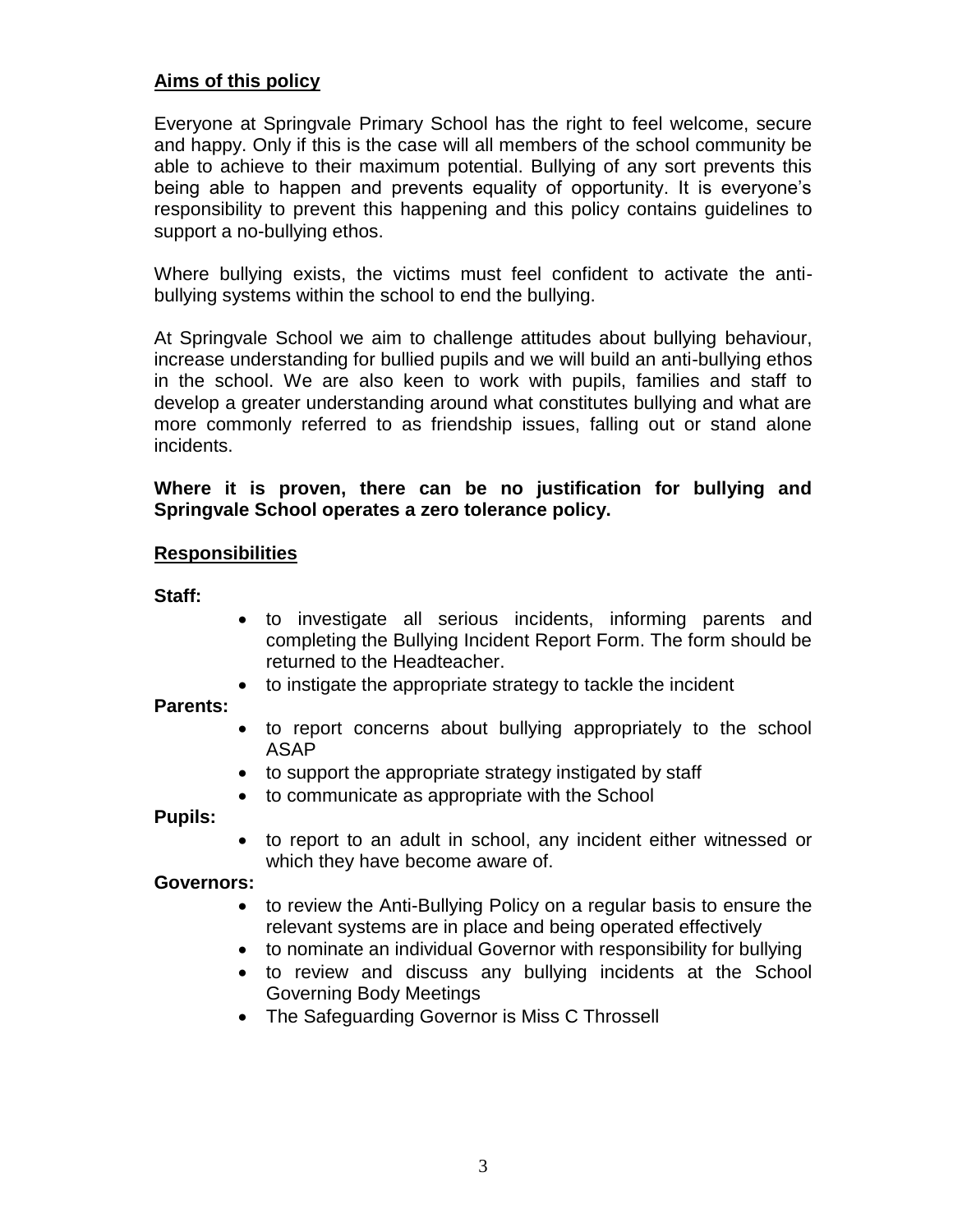## Aims of this policy

Everyone at Springvale Primary School has the right to feel welcome, secure and happy. Only if this is the case will all members of the school community be able to achieve to their maximum potential. Bullying of any sort prevents this being able to happen and prevents equality of opportunity. It is everyone's responsibility to prevent this happening and this policy contains guidelines to support a no-bullying ethos.

Where bullying exists, the victims must feel confident to activate the anti-bullying systems within the school to end the bullying.

At Springvale School we aim to challenge attitudes about bullying behaviour, increase understanding for bullied pupils and we will build an anti-bullying ethos in the school. We are also keen to work with pupils, families and staff to develop a greater understanding around what constitutes bullying and what are more commonly referred to as friendship issues, falling out or stand alone incidents.

**Where it is proven, there can be no justification for bullying and Springvale School operates a zero tolerance policy.**

## Responsibilities

**Staff:**

- to investigate all serious incidents, informing parents and completing the Bullying Incident Report Form. The form should be returned to the Headteacher.
- to instigate the appropriate strategy to tackle the incident

**Parents:**

- to report concerns about bullying appropriately to the school ASAP
- to support the appropriate strategy instigated by staff
- to communicate as appropriate with the School

**Pupils:**

- to report to an adult in school, any incident either witnessed or which they have become aware of.

**Governors:**

- to review the Anti-Bullying Policy on a regular basis to ensure the relevant systems are in place and being operated effectively
- to nominate an individual Governor with responsibility for bullying
- to review and discuss any bullying incidents at the School Governing Body Meetings
- The Safeguarding Governor is Miss C Throssell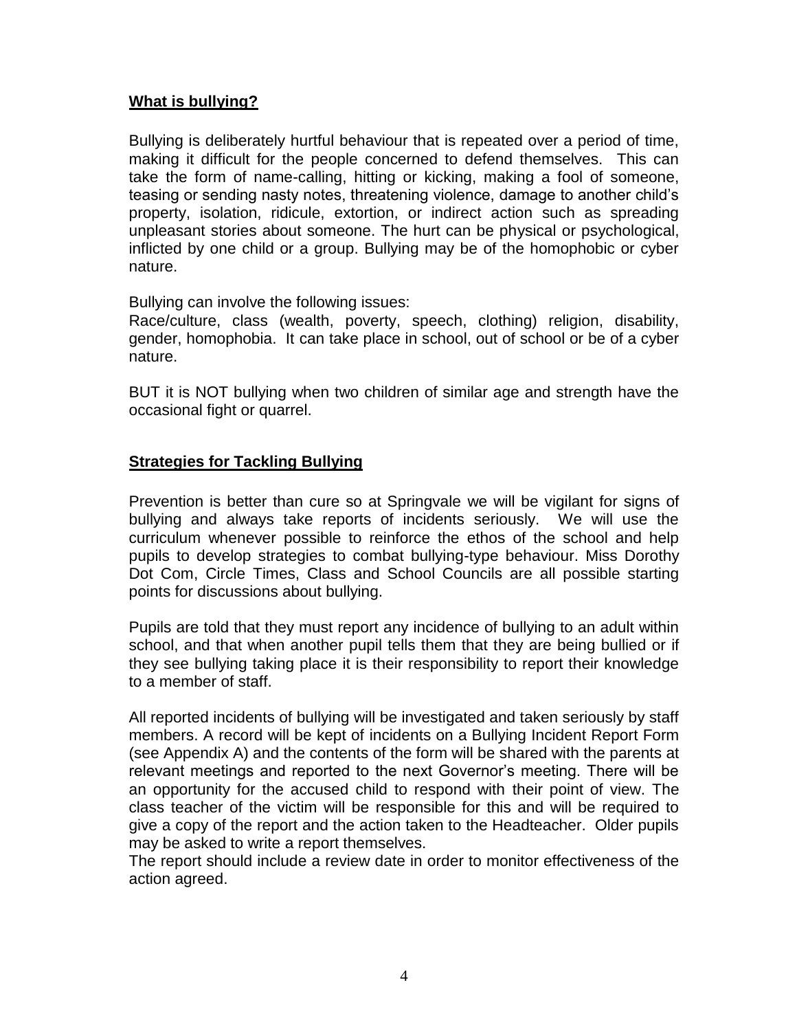## **What is bullying?**

Bullying is deliberately hurtful behaviour that is repeated over a period of time, making it difficult for the people concerned to defend themselves. This can take the form of name-calling, hitting or kicking, making a fool of someone, teasing or sending nasty notes, threatening violence, damage to another child's property, isolation, ridicule, extortion, or indirect action such as spreading unpleasant stories about someone. The hurt can be physical or psychological, inflicted by one child or a group. Bullying may be of the homophobic or cyber nature.

Bullying can involve the following issues:
Race/culture, class (wealth, poverty, speech, clothing) religion, disability, gender, homophobia. It can take place in school, out of school or be of a cyber nature.

BUT it is NOT bullying when two children of similar age and strength have the occasional fight or quarrel.

## **Strategies for Tackling Bullying**

Prevention is better than cure so at Springvale we will be vigilant for signs of bullying and always take reports of incidents seriously. We will use the curriculum whenever possible to reinforce the ethos of the school and help pupils to develop strategies to combat bullying-type behaviour. Miss Dorothy Dot Com, Circle Times, Class and School Councils are all possible starting points for discussions about bullying.

Pupils are told that they must report any incidence of bullying to an adult within school, and that when another pupil tells them that they are being bullied or if they see bullying taking place it is their responsibility to report their knowledge to a member of staff.

All reported incidents of bullying will be investigated and taken seriously by staff members. A record will be kept of incidents on a Bullying Incident Report Form (see Appendix A) and the contents of the form will be shared with the parents at relevant meetings and reported to the next Governor's meeting. There will be an opportunity for the accused child to respond with their point of view. The class teacher of the victim will be responsible for this and will be required to give a copy of the report and the action taken to the Headteacher. Older pupils may be asked to write a report themselves.
The report should include a review date in order to monitor effectiveness of the action agreed.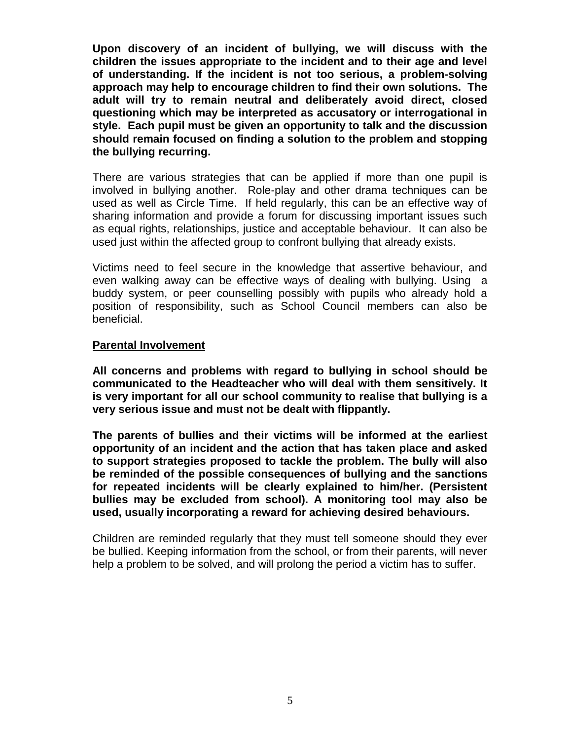**Upon discovery of an incident of bullying, we will discuss with the children the issues appropriate to the incident and to their age and level of understanding. If the incident is not too serious, a problem-solving approach may help to encourage children to find their own solutions. The adult will try to remain neutral and deliberately avoid direct, closed questioning which may be interpreted as accusatory or interrogational in style. Each pupil must be given an opportunity to talk and the discussion should remain focused on finding a solution to the problem and stopping the bullying recurring.**

There are various strategies that can be applied if more than one pupil is involved in bullying another. Role-play and other drama techniques can be used as well as Circle Time. If held regularly, this can be an effective way of sharing information and provide a forum for discussing important issues such as equal rights, relationships, justice and acceptable behaviour. It can also be used just within the affected group to confront bullying that already exists.

Victims need to feel secure in the knowledge that assertive behaviour, and even walking away can be effective ways of dealing with bullying. Using a buddy system, or peer counselling possibly with pupils who already hold a position of responsibility, such as School Council members can also be beneficial.

**Parental Involvement**

**All concerns and problems with regard to bullying in school should be communicated to the Headteacher who will deal with them sensitively. It is very important for all our school community to realise that bullying is a very serious issue and must not be dealt with flippantly.**

**The parents of bullies and their victims will be informed at the earliest opportunity of an incident and the action that has taken place and asked to support strategies proposed to tackle the problem. The bully will also be reminded of the possible consequences of bullying and the sanctions for repeated incidents will be clearly explained to him/her. (Persistent bullies may be excluded from school). A monitoring tool may also be used, usually incorporating a reward for achieving desired behaviours.**

Children are reminded regularly that they must tell someone should they ever be bullied. Keeping information from the school, or from their parents, will never help a problem to be solved, and will prolong the period a victim has to suffer.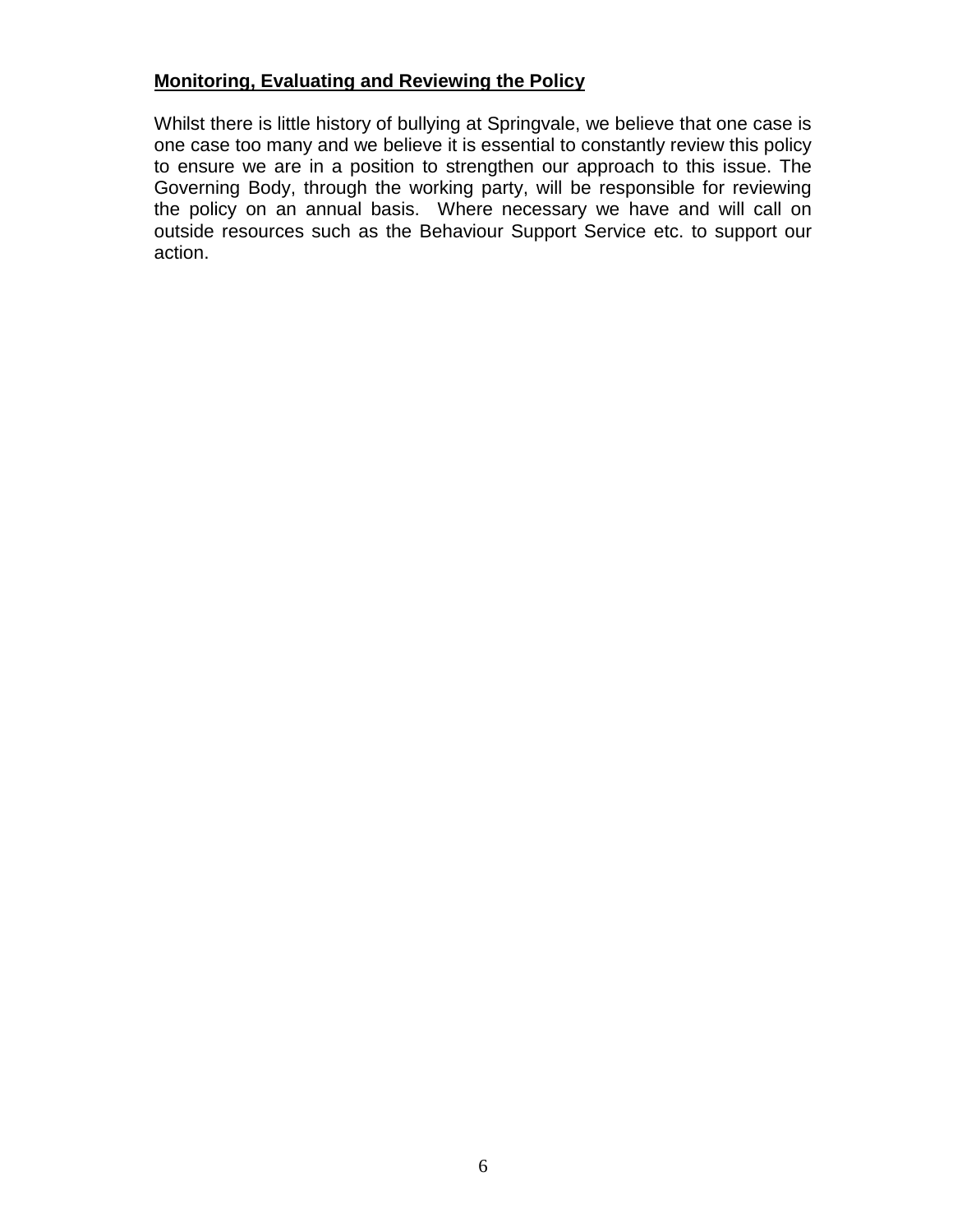## Monitoring, Evaluating and Reviewing the Policy

Whilst there is little history of bullying at Springvale, we believe that one case is one case too many and we believe it is essential to constantly review this policy to ensure we are in a position to strengthen our approach to this issue. The Governing Body, through the working party, will be responsible for reviewing the policy on an annual basis. Where necessary we have and will call on outside resources such as the Behaviour Support Service etc. to support our action.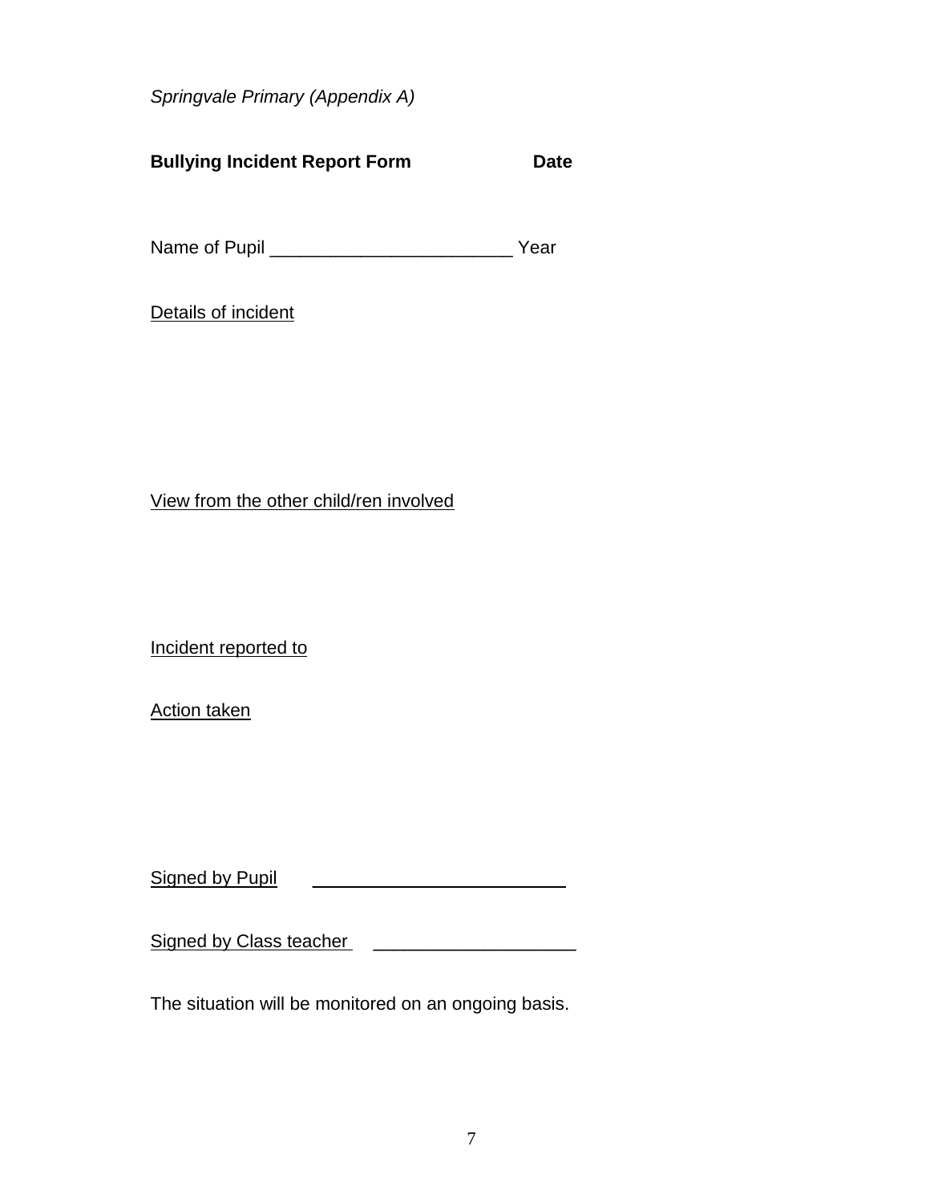*Springvale Primary (Appendix A)*

**Bullying Incident Report Form** **Date**

Name of Pupil ________________________ Year

<u>Details of incident</u>

<u>View from the other child/ren involved</u>

<u>Incident reported to</u>

<u>Action taken</u>

<u>Signed by Pupil</u> ________________________

<u>Signed by Class teacher</u> ____________________

The situation will be monitored on an ongoing basis.